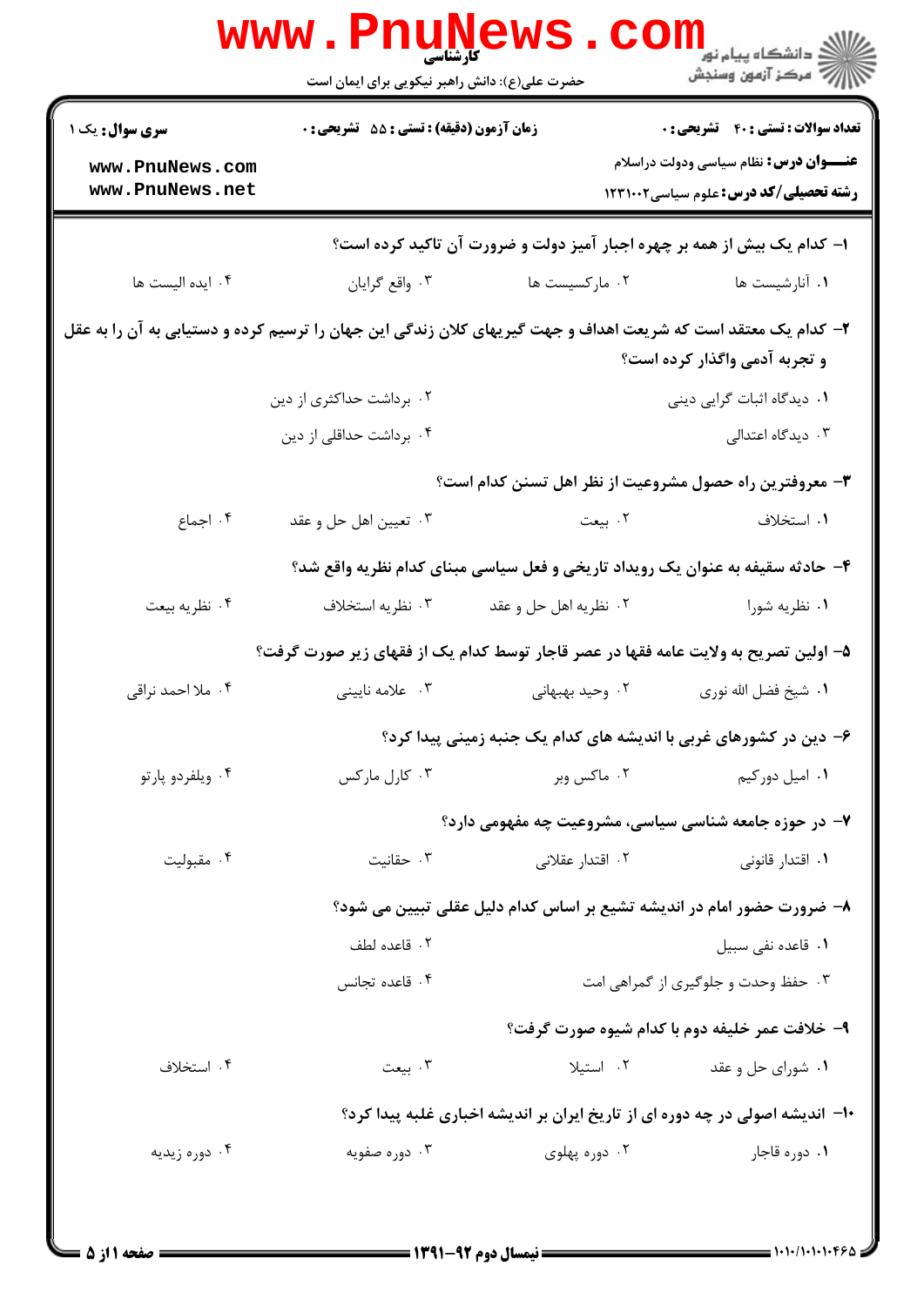**سری سوال:** یک ۱

**زمان آزمون (دقیقه) : تستی : ۵۵ تشریحی : ۰**

**تعداد سوالات : تستی : ۴۰ تشریحی : ۰**

**عنـــوان درس:** نظام سیاسی ودولت دراسلام

**رشته تحصیلی/کد درس:** علوم سیاسی ۱۲۳۱۰۰۲

۱- کدام یک بیش از همه بر چهره اجبار آمیز دولت و ضرورت آن تاکید کرده است؟

۱. آنارشیست ها
۲. مارکسیست ها
۳. واقع گرایان
۴. ایده الیست ها

۲- کدام یک معتقد است که شریعت اهداف و جهت گیریهای کلان زندگی این جهان را ترسیم کرده و دستیابی به آن را به عقل و تجربه آدمی واگذار کرده است؟

۱. دیدگاه اثبات گرایی دینی
۲. برداشت حداکثری از دین
۳. دیدگاه اعتدالی
۴. برداشت حداقلی از دین

۳- معروفترین راه حصول مشروعیت از نظر اهل تسنن کدام است؟

۱. استخلاف
۲. بیعت
۳. تعیین اهل حل و عقد
۴. اجماع

۴- حادثه سقیفه به عنوان یک رویداد تاریخی و فعل سیاسی مبنای کدام نظریه واقع شد؟

۱. نظریه شورا
۲. نظریه اهل حل و عقد
۳. نظریه استخلاف
۴. نظریه بیعت

۵- اولین تصریح به ولایت عامه فقها در عصر قاجار توسط کدام یک از فقهای زیر صورت گرفت؟

۱. شیخ فضل الله نوری
۲. وحید بهبهانی
۳. علامه نایینی
۴. ملا احمد نراقی

۶- دین در کشورهای غربی با اندیشه های کدام یک جنبه زمینی پیدا کرد؟

۱. امیل دورکیم
۲. ماکس وبر
۳. کارل مارکس
۴. ویلفردو پارتو

۷- در حوزه جامعه شناسی سیاسی، مشروعیت چه مفهومی دارد؟

۱. اقتدار قانونی
۲. اقتدار عقلانی
۳. حقانیت
۴. مقبولیت

۸- ضرورت حضور امام در اندیشه تشیع بر اساس کدام دلیل عقلی تبیین می شود؟

۱. قاعده نفی سبیل
۲. قاعده لطف
۳. حفظ وحدت و جلوگیری از گمراهی امت
۴. قاعده تجانس

۹- خلافت عمر خلیفه دوم با کدام شیوه صورت گرفت؟

۱. شورای حل و عقد
۲. استیلا
۳. بیعت
۴. استخلاف

۱۰- اندیشه اصولی در چه دوره ای از تاریخ ایران بر اندیشه اخباری غلبه پیدا کرد؟

۱. دوره قاجار
۲. دوره پهلوی
۳. دوره صفویه
۴. دوره زیدیه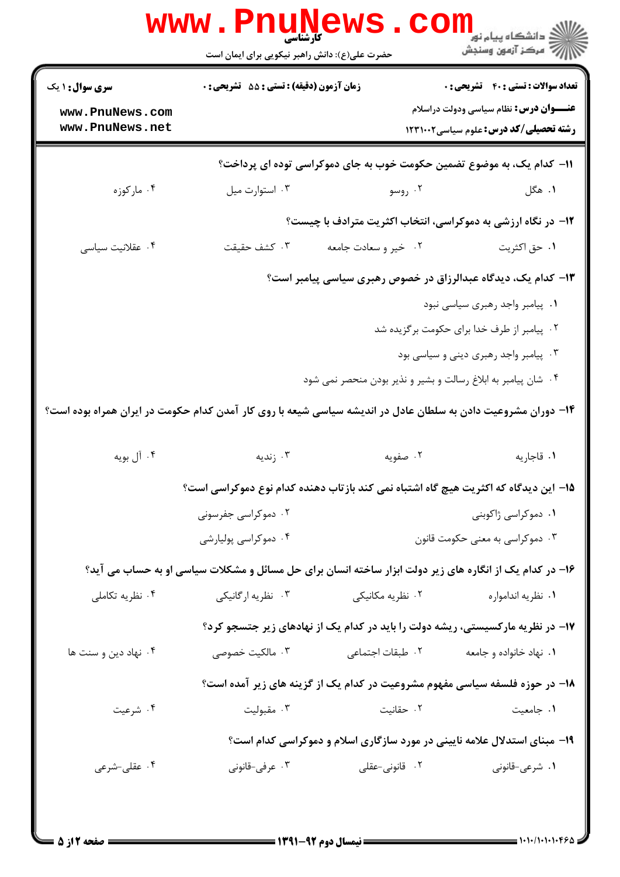۱۱– کدام یک، به موضوع تضمین حکومت خوب به جای دموکراسی توده ای پرداخت؟

۱. هگل ۲. روسو ۳. استوارت میل ۴. مارکوزه

۱۲– در نگاه ارزشی به دموکراسی، انتخاب اکثریت مترادف با چیست؟

۱. حق اکثریت ۲. خیر و سعادت جامعه ۳. کشف حقیقت ۴. عقلانیت سیاسی

۱۳– کدام یک، دیدگاه عبدالرزاق در خصوص رهبری سیاسی پیامبر است؟

۱. پیامبر واجد رهبری سیاسی نبود

۲. پیامبر از طرف خدا برای حکومت برگزیده شد

۳. پیامبر واجد رهبری دینی و سیاسی بود

۴. شان پیامبر به ابلاغ رسالت و بشیر و نذیر بودن منحصر نمی شود

۱۴– دوران مشروعیت دادن به سلطان عادل در اندیشه سیاسی شیعه با روی کار آمدن کدام حکومت در ایران همراه بوده است؟

۱. قاجاریه ۲. صفویه ۳. زندیه ۴. آل بویه

۱۵– این دیدگاه که اکثریت هیچ گاه اشتباه نمی کند بازتاب دهنده کدام نوع دموکراسی است؟

۱. دموکراسی ژاکوبنی ۲. دموکراسی جفرسونی

۳. دموکراسی به معنی حکومت قانون ۴. دموکراسی پولیارشی

۱۶– در کدام یک از انگاره های زیر دولت ابزار ساخته انسان برای حل مسائل و مشکلات سیاسی او به حساب می آید؟

۱. نظریه انداموراه ۲. نظریه مکانیکی ۳. نظریه ارگانیکی ۴. نظریه تکاملی

۱۷– در نظریه مارکسیستی، ریشه دولت را باید در کدام یک از نهادهای زیر جستجو کرد؟

۱. نهاد خانواده و جامعه ۲. طبقات اجتماعی ۳. مالکیت خصوصی ۴. نهاد دین و سنت ها

۱۸– در حوزه فلسفه سیاسی مفهوم مشروعیت در کدام یک از گزینه های زیر آمده است؟

۱. جامعیت ۲. حقانیت ۳. مقبولیت ۴. شرعیت

۱۹– مبنای استدلال علامه نایینی در مورد سازگاری اسلام و دموکراسی کدام است؟

۱. شرعی-قانونی ۲. قانونی-عقلی ۳. عرفی-قانونی ۴. عقلی-شرعی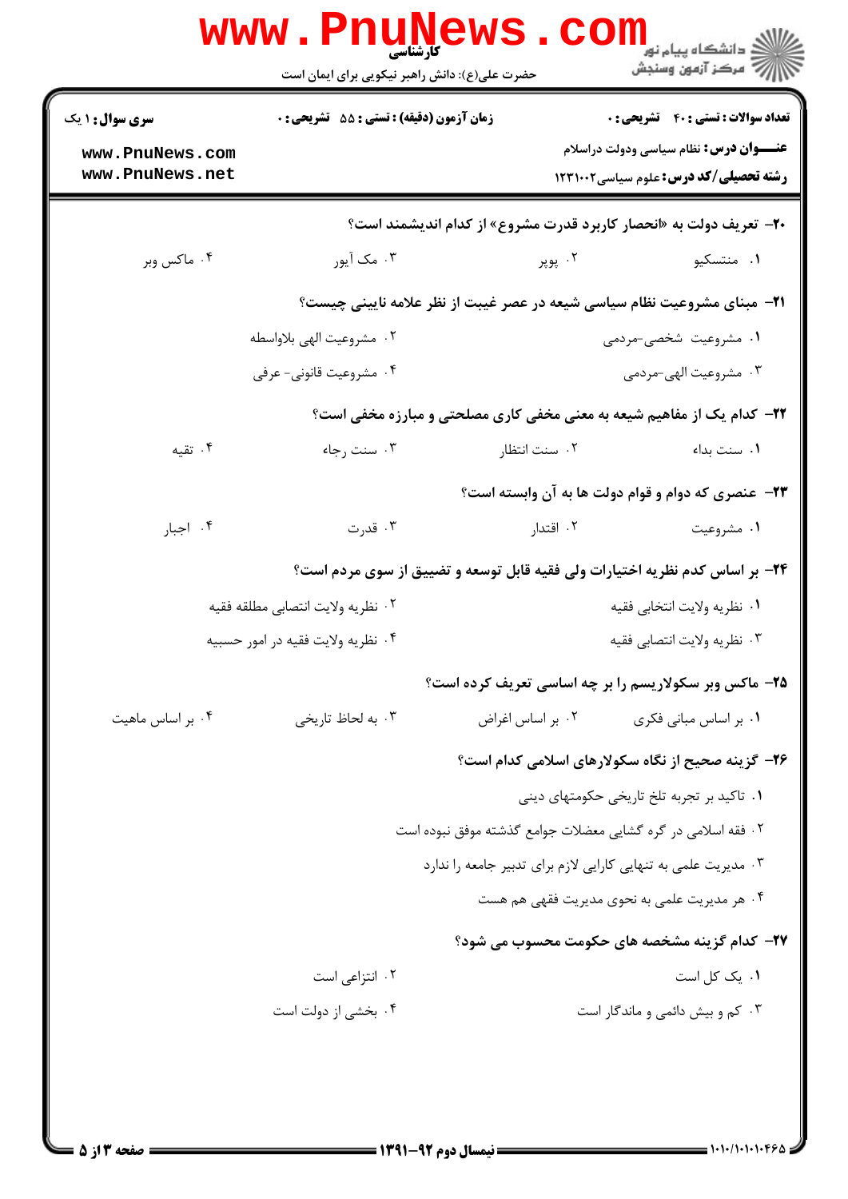۲۰- تعریف دولت به «انحصار کاربرد قدرت مشروع» از کدام اندیشمند است؟

۱. منتسکیو
۲. پوپر
۳. مک آیور
۴. ماکس وبر

۲۱- مبنای مشروعیت نظام سیاسی شیعه در عصر غیبت از نظر علامه نایینی چیست؟

۱. مشروعیت شخصی-مردمی
۲. مشروعیت الهی بلاواسطه
۳. مشروعیت الهی-مردمی
۴. مشروعیت قانونی- عرفی

۲۲- کدام یک از مفاهیم شیعه به معنی مخفی کاری مصلحتی و مبارزه مخفی است؟

۱. سنت بداء
۲. سنت انتظار
۳. سنت رجاء
۴. تقیه

۲۳- عنصری که دوام و قوام دولت ها به آن وابسته است؟

۱. مشروعیت
۲. اقتدار
۳. قدرت
۴. اجبار

۲۴- بر اساس کدم نظریه اختیارات ولی فقیه قابل توسعه و تضییق از سوی مردم است؟

۱. نظریه ولایت انتخابی فقیه
۲. نظریه ولایت انتصابی مطلقه فقیه
۳. نظریه ولایت انتصابی فقیه
۴. نظریه ولایت فقیه در امور حسبیه

۲۵- ماکس وبر سکولاریسم را بر چه اساسی تعریف کرده است؟

۱. بر اساس مبانی فکری
۲. بر اساس اغراض
۳. به لحاظ تاریخی
۴. بر اساس ماهیت

۲۶- گزینه صحیح از نگاه سکولارهای اسلامی کدام است؟

۱. تاکید بر تجربه تلخ تاریخی حکومتهای دینی
۲. فقه اسلامی در گره گشایی معضلات جوامع گذشته موفق نبوده است
۳. مدیریت علمی به تنهایی کارایی لازم برای تدبیر جامعه را ندارد
۴. هر مدیریت علمی به نحوی مدیریت فقهی هم هست

۲۷- کدام گزینه مشخصه های حکومت محسوب می شود؟

۱. یک کل است
۲. انتزاعی است
۳. کم و بیش دائمی و ماندگار است
۴. بخشی از دولت است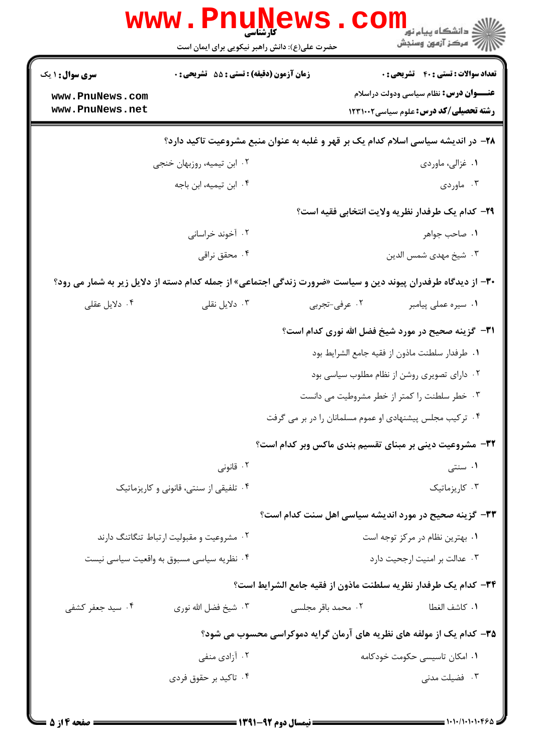**۲۸- در اندیشه سیاسی اسلام کدام یک بر قهر و غلبه به عنوان منبع مشروعیت تاکید دارد؟**

۱. غزالی، ماوردی

۲. ابن تیمیه، روزبهان خنجی

۳. ماوردی

۴. ابن تیمیه، ابن باجه

**۲۹- کدام یک طرفدار نظریه ولایت انتخابی فقیه است؟**

۱. صاحب جواهر

۲. آخوند خراسانی

۳. شیخ مهدی شمس الدین

۴. محقق نراقی

**۳۰- از دیدگاه طرفداران پیوند دین و سیاست «ضرورت زندگی اجتماعی» از جمله کدام دسته از دلایل زیر به شمار می رود؟**

۱. سیره عملی پیامبر

۲. عرفی-تجربی

۳. دلایل نقلی

۴. دلایل عقلی

**۳۱- گزینه صحیح در مورد شیخ فضل الله نوری کدام است؟**

۱. طرفدار سلطنت ماذون از فقیه جامع الشرایط بود

۲. دارای تصویری روشن از نظام مطلوب سیاسی بود

۳. خطر سلطنت را کمتر از خطر مشروطیت می دانست

۴. ترکیب مجلس پیشنهادی او عموم مسلمانان را در بر می گرفت

**۳۲- مشروعیت دینی بر مبنای تقسیم بندی ماکس وبر کدام است؟**

۱. سنتی

۲. قانونی

۳. کاریزماتیک

۴. تلفیقی از سنتی، قانونی و کاریزماتیک

**۳۳- گزینه صحیح در مورد اندیشه سیاسی اهل سنت کدام است؟**

۱. بهترین نظام در مرکز توجه است

۲. مشروعیت و مقبولیت ارتباط تنگاتنگ دارند

۳. عدالت بر امنیت ارجحیت دارد

۴. نظریه سیاسی مسبوق به واقعیت سیاسی نیست

**۳۴- کدام یک طرفدار نظریه سلطنت ماذون از فقیه جامع الشرایط است؟**

۱. کاشف الغطا

۲. محمد باقر مجلسی

۳. شیخ فضل الله نوری

۴. سید جعفر کشفی

**۳۵- کدام یک از مولفه های نظریه های آرمان گرایه دموکراسی محسوب می شود؟**

۱. امکان تاسیسی حکومت خودکامه

۲. آزادی منفی

۳. فضیلت مدنی

۴. تاکید بر حقوق فردی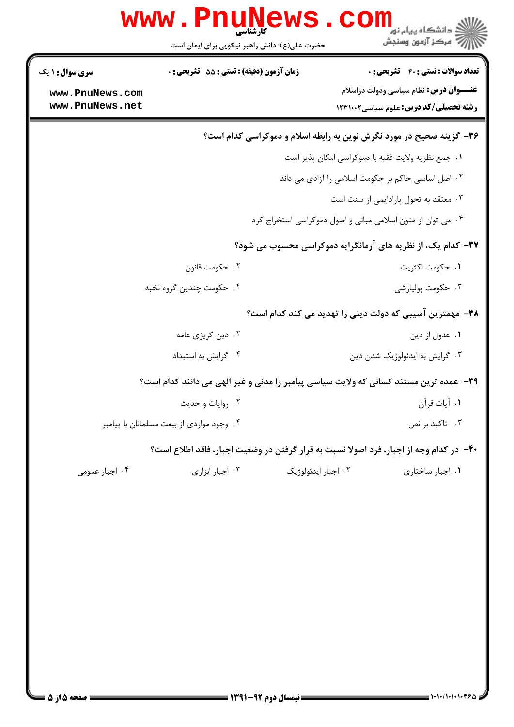**۳۶- گزینه صحیح در مورد نگرش نوین به رابطه اسلام و دموکراسی کدام است؟**

۱. جمع نظریه ولایت فقیه با دموکراسی امکان پذیر است

۲. اصل اساسی حاکم بر حکومت اسلامی را آزادی می داند

۳. معتقد به تحول پارادایمی از سنت است

۴. می توان از متون اسلامی مبانی و اصول دموکراسی استخراج کرد

**۳۷- کدام یک، از نظریه های آرمانگرایه دموکراسی محسوب می شود؟**

۱. حکومت اکثریت

۲. حکومت قانون

۳. حکومت پولیارشی

۴. حکومت چندین گروه نخبه

**۳۸- مهمترین آسیبی که دولت دینی را تهدید می کند کدام است؟**

۱. عدول از دین

۲. دین گریزی عامه

۳. گرایش به ایدئولوژیک شدن دین

۴. گرایش به استبداد

**۳۹- عمده ترین مستند کسانی که ولایت سیاسی پیامبر را مدنی و غیر الهی می دانند کدام است؟**

۱. آیات قرآن

۲. روایات و حدیث

۳. تاکید بر نص

۴. وجود مواردی از بیعت مسلمانان با پیامبر

**۴۰- در کدام وجه از اجبار، فرد اصولا نسبت به قرار گرفتن در وضعیت اجبار، فاقد اطلاع است؟**

۱. اجبار ساختاری

۲. اجبار ایدئولوژیک

۳. اجبار ابزاری

۴. اجبار عمومی